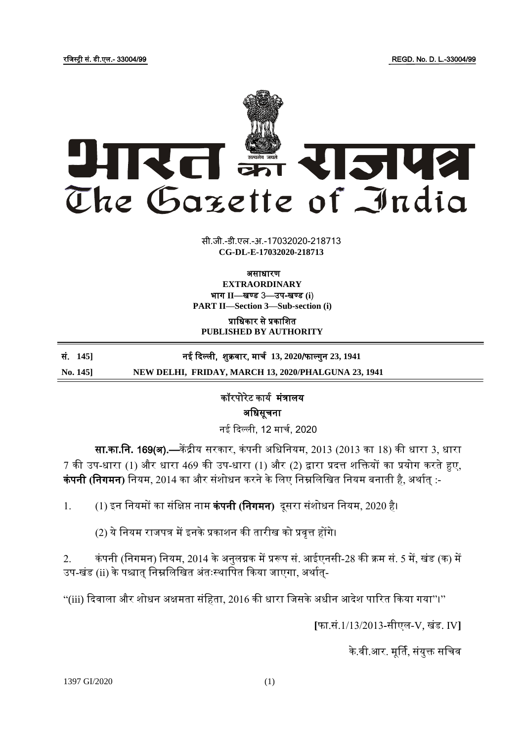रजिस्ट्री सं. डी.एल.- 33004/99 REGD. No. D. L.-33004/99

# भारत का राजपत्र
# The Gazette of India

सी.जी.-डी.एल.-अ.-17032020-218713
**CG-DL-E-17032020-218713**

**असाधारण**
**EXTRAORDINARY**
**भाग II—खण्ड 3—उप-खण्ड (i)**
**PART II—Section 3—Sub-section (i)**

**प्राधिकार से प्रकाशित**
**PUBLISHED BY AUTHORITY**

**सं. 145] नई दिल्ली, शुक्रवार, मार्च 13, 2020/फाल्गुन 23, 1941**
**No. 145] NEW DELHI, FRIDAY, MARCH 13, 2020/PHALGUNA 23, 1941**

## कॉरपोरेट कार्य मंत्रालय

### अधिसूचना

नई दिल्ली, 12 मार्च, 2020

**सा.का.नि. 169(अ).—**केंद्रीय सरकार, कंपनी अधिनियम, 2013 (2013 का 18) की धारा 3, धारा 7 की उप-धारा (1) और धारा 469 की उप-धारा (1) और (2) द्वारा प्रदत्त शक्तियों का प्रयोग करते हुए, **कंपनी (निगमन)** नियम, 2014 का और संशोधन करने के लिए निम्नलिखित नियम बनाती है, अर्थात् :-

1. (1) इन नियमों का संक्षिप्त नाम **कंपनी (निगमन)** दूसरा संशोधन नियम, 2020 है।

   (2) ये नियम राजपत्र में इनके प्रकाशन की तारीख को प्रवृत्त होंगे।

2. कंपनी (निगमन) नियम, 2014 के अनुलग्नक में प्ररूप सं. आईएनसी-28 की क्रम सं. 5 में, खंड (क) में उप-खंड (ii) के पश्चात् निम्नलिखित अंतःस्थापित किया जाएगा, अर्थात्-

"(iii) दिवाला और शोधन अक्षमता संहिता, 2016 की धारा जिसके अधीन आदेश पारित किया गया"।"

[फा.सं.1/13/2013-सीएल-V, खंड. IV]

के.वी.आर. मूर्ति, संयुक्त सचिव

1397 GI/2020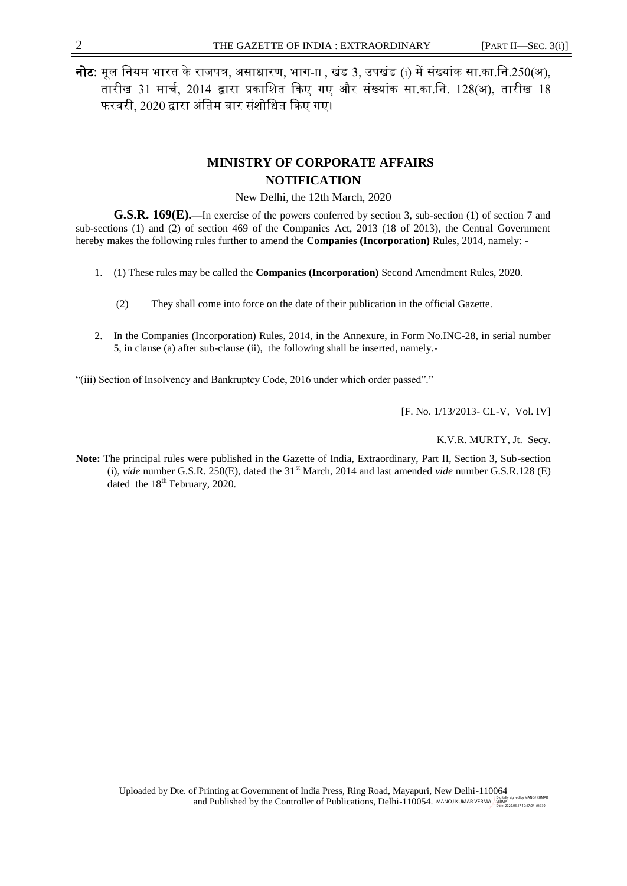**नोट**: मूल नियम भारत के राजपत्र, असाधारण, भाग-II , खंड 3, उपखंड (i) में संख्यांक सा.का.नि.250(अ), तारीख 31 मार्च, 2014 द्वारा प्रकाशित किए गए और संख्यांक सा.का.नि. 128(अ), तारीख 18 फरवरी, 2020 द्वारा अंतिम बार संशोधित किए गए।

## MINISTRY OF CORPORATE AFFAIRS

## NOTIFICATION

New Delhi, the 12th March, 2020

**G.S.R. 169(E).**—In exercise of the powers conferred by section 3, sub-section (1) of section 7 and sub-sections (1) and (2) of section 469 of the Companies Act, 2013 (18 of 2013), the Central Government hereby makes the following rules further to amend the **Companies (Incorporation)** Rules, 2014, namely: -

1. (1) These rules may be called the **Companies (Incorporation)** Second Amendment Rules, 2020.

   (2) They shall come into force on the date of their publication in the official Gazette.

2. In the Companies (Incorporation) Rules, 2014, in the Annexure, in Form No.INC-28, in serial number 5, in clause (a) after sub-clause (ii), the following shall be inserted, namely.-

"(iii) Section of Insolvency and Bankruptcy Code, 2016 under which order passed"."

[F. No. 1/13/2013- CL-V, Vol. IV]

K.V.R. MURTY, Jt. Secy.

**Note:** The principal rules were published in the Gazette of India, Extraordinary, Part II, Section 3, Sub-section (i), *vide* number G.S.R. 250(E), dated the 31st March, 2014 and last amended *vide* number G.S.R.128 (E) dated the 18th February, 2020.

Uploaded by Dte. of Printing at Government of India Press, Ring Road, Mayapuri, New Delhi-110064 and Published by the Controller of Publications, Delhi-110054. MANOJ KUMAR VERMA